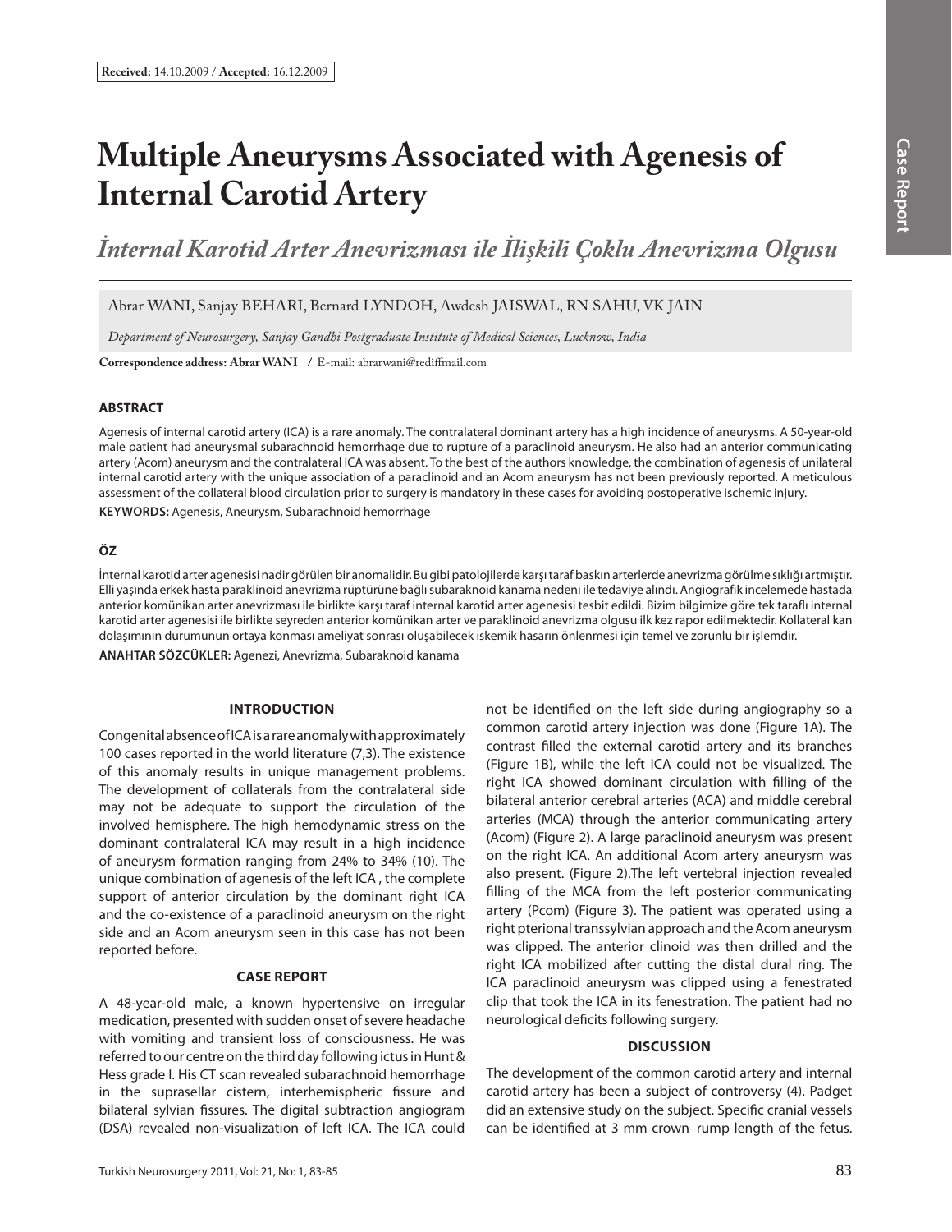**Received:** 14.10.2009 / **Accepted:** 16.12.2009

# Multiple Aneurysms Associated with Agenesis of Internal Carotid Artery

## *İnternal Karotid Arter Anevrizması ile İlişkili Çoklu Anevrizma Olgusu*

Abrar WANI, Sanjay BEHARI, Bernard LYNDOH, Awdesh JAISWAL, RN SAHU, VK JAIN

*Department of Neurosurgery, Sanjay Gandhi Postgraduate Institute of Medical Sciences, Lucknow, India*

**Correspondence address: Abrar WANI** / E-mail: abrarwani@rediffmail.com

### ABSTRACT

Agenesis of internal carotid artery (ICA) is a rare anomaly. The contralateral dominant artery has a high incidence of aneurysms. A 50-year-old male patient had aneurysmal subarachnoid hemorrhage due to rupture of a paraclinoid aneurysm. He also had an anterior communicating artery (Acom) aneurysm and the contralateral ICA was absent. To the best of the authors knowledge, the combination of agenesis of unilateral internal carotid artery with the unique association of a paraclinoid and an Acom aneurysm has not been previously reported. A meticulous assessment of the collateral blood circulation prior to surgery is mandatory in these cases for avoiding postoperative ischemic injury.

**KEYWORDS:** Agenesis, Aneurysm, Subarachnoid hemorrhage

### ÖZ

İnternal karotid arter agenesisi nadir görülen bir anomalidir. Bu gibi patolojilerde karşı taraf baskın arterlerde anevrizma görülme sıklığı artmıştır. Elli yaşında erkek hasta paraklinoid anevrizma rüptürüne bağlı subaraknoid kanama nedeni ile tedaviye alındı. Angiografik incelemede hastada anterior komünikan arter anevrizması ile birlikte karşı taraf internal karotid arter agenesisi tesbit edildi. Bizim bilgimize göre tek taraflı internal karotid arter agenesisi ile birlikte seyreden anterior komünikan arter ve paraklinoid anevrizma olgusu ilk kez rapor edilmektedir. Kollateral kan dolaşımının durumunun ortaya konması ameliyat sonrası oluşabilecek iskemik hasarın önlenmesi için temel ve zorunlu bir işlemdir.

**ANAHTAR SÖZCÜKLER:** Agenezi, Anevrizma, Subaraknoid kanama

### INTRODUCTION

Congenital absence of ICA is a rare anomaly with approximately 100 cases reported in the world literature (7,3). The existence of this anomaly results in unique management problems. The development of collaterals from the contralateral side may not be adequate to support the circulation of the involved hemisphere. The high hemodynamic stress on the dominant contralateral ICA may result in a high incidence of aneurysm formation ranging from 24% to 34% (10). The unique combination of agenesis of the left ICA , the complete support of anterior circulation by the dominant right ICA and the co-existence of a paraclinoid aneurysm on the right side and an Acom aneurysm seen in this case has not been reported before.

### CASE REPORT

A 48-year-old male, a known hypertensive on irregular medication, presented with sudden onset of severe headache with vomiting and transient loss of consciousness. He was referred to our centre on the third day following ictus in Hunt & Hess grade I. His CT scan revealed subarachnoid hemorrhage in the suprasellar cistern, interhemispheric fissure and bilateral sylvian fissures. The digital subtraction angiogram (DSA) revealed non-visualization of left ICA. The ICA could not be identified on the left side during angiography so a common carotid artery injection was done (Figure 1A). The contrast filled the external carotid artery and its branches (Figure 1B), while the left ICA could not be visualized. The right ICA showed dominant circulation with filling of the bilateral anterior cerebral arteries (ACA) and middle cerebral arteries (MCA) through the anterior communicating artery (Acom) (Figure 2). A large paraclinoid aneurysm was present on the right ICA. An additional Acom artery aneurysm was also present. (Figure 2).The left vertebral injection revealed filling of the MCA from the left posterior communicating artery (Pcom) (Figure 3). The patient was operated using a right pterional transsylvian approach and the Acom aneurysm was clipped. The anterior clinoid was then drilled and the right ICA mobilized after cutting the distal dural ring. The ICA paraclinoid aneurysm was clipped using a fenestrated clip that took the ICA in its fenestration. The patient had no neurological deficits following surgery.

### DISCUSSION

The development of the common carotid artery and internal carotid artery has been a subject of controversy (4). Padget did an extensive study on the subject. Specific cranial vessels can be identified at 3 mm crown–rump length of the fetus.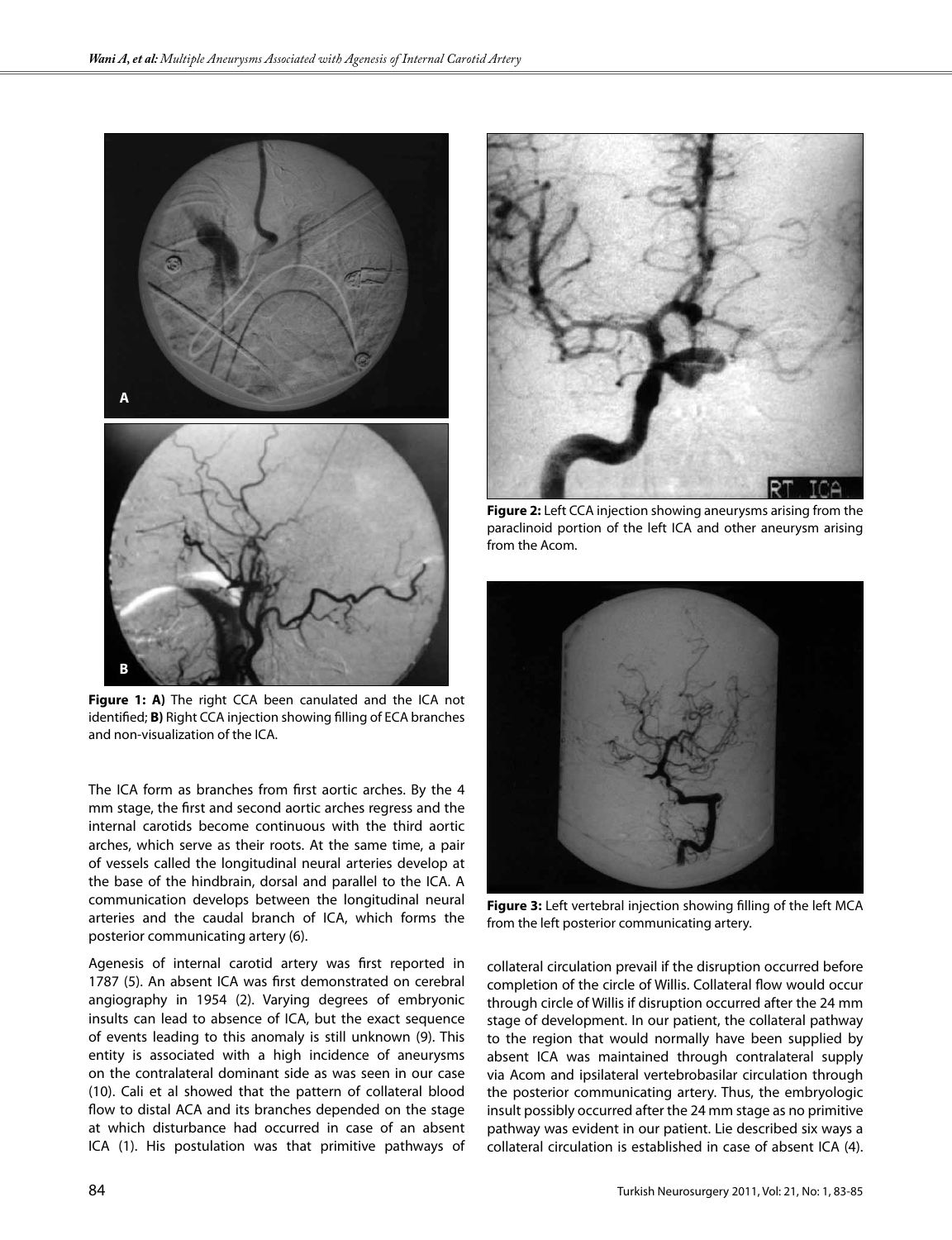**Figure 1: A)** The right CCA been canulated and the ICA not identified; **B)** Right CCA injection showing filling of ECA branches and non-visualization of the ICA.

**Figure 2:** Left CCA injection showing aneurysms arising from the paraclinoid portion of the left ICA and other aneurysm arising from the Acom.

**Figure 3:** Left vertebral injection showing filling of the left MCA from the left posterior communicating artery.

The ICA form as branches from first aortic arches. By the 4 mm stage, the first and second aortic arches regress and the internal carotids become continuous with the third aortic arches, which serve as their roots. At the same time, a pair of vessels called the longitudinal neural arteries develop at the base of the hindbrain, dorsal and parallel to the ICA. A communication develops between the longitudinal neural arteries and the caudal branch of ICA, which forms the posterior communicating artery (6).

Agenesis of internal carotid artery was first reported in 1787 (5). An absent ICA was first demonstrated on cerebral angiography in 1954 (2). Varying degrees of embryonic insults can lead to absence of ICA, but the exact sequence of events leading to this anomaly is still unknown (9). This entity is associated with a high incidence of aneurysms on the contralateral dominant side as was seen in our case (10). Cali et al showed that the pattern of collateral blood flow to distal ACA and its branches depended on the stage at which disturbance had occurred in case of an absent ICA (1). His postulation was that primitive pathways of collateral circulation prevail if the disruption occurred before completion of the circle of Willis. Collateral flow would occur through circle of Willis if disruption occurred after the 24 mm stage of development. In our patient, the collateral pathway to the region that would normally have been supplied by absent ICA was maintained through contralateral supply via Acom and ipsilateral vertebrobasilar circulation through the posterior communicating artery. Thus, the embryologic insult possibly occurred after the 24 mm stage as no primitive pathway was evident in our patient. Lie described six ways a collateral circulation is established in case of absent ICA (4).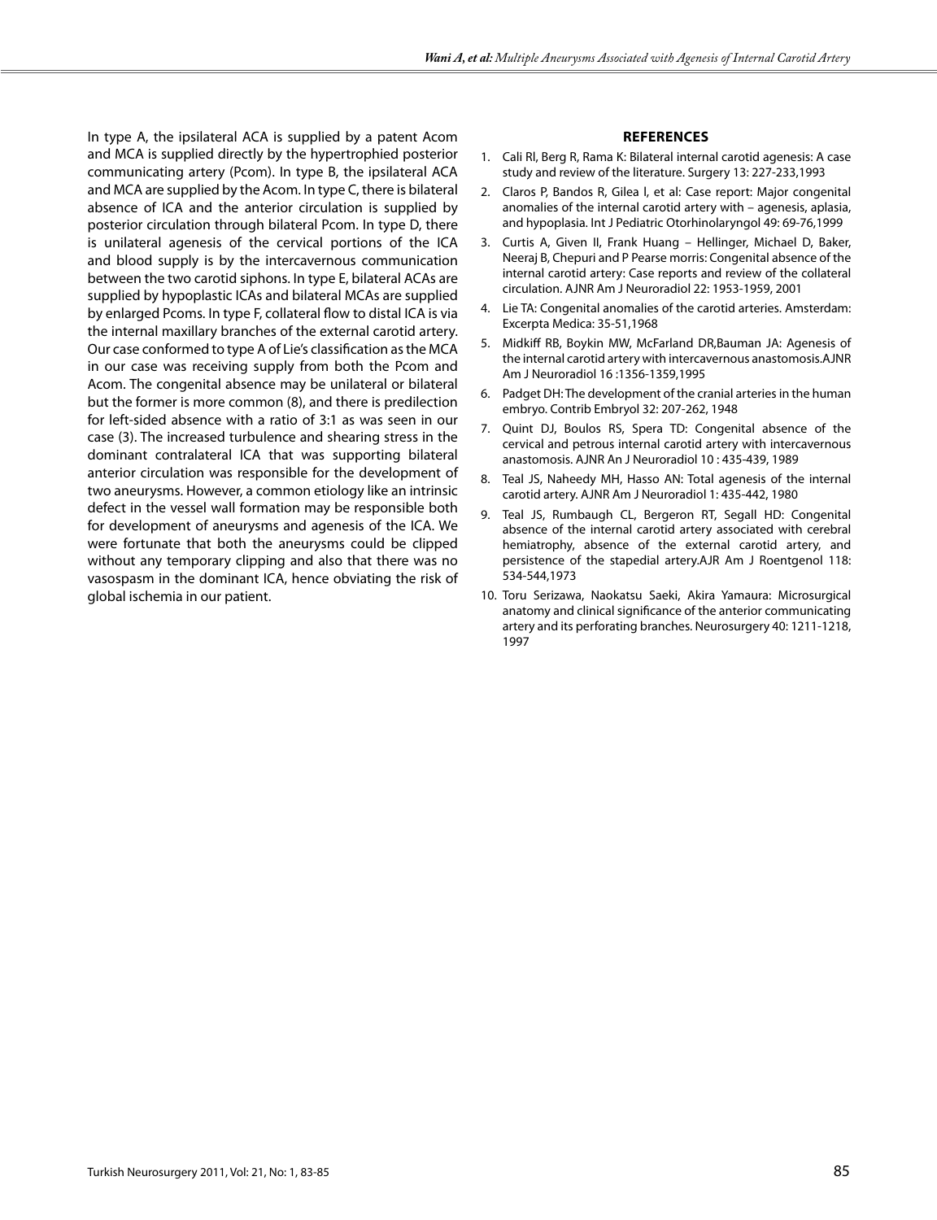In type A, the ipsilateral ACA is supplied by a patent Acom and MCA is supplied directly by the hypertrophied posterior communicating artery (Pcom). In type B, the ipsilateral ACA and MCA are supplied by the Acom. In type C, there is bilateral absence of ICA and the anterior circulation is supplied by posterior circulation through bilateral Pcom. In type D, there is unilateral agenesis of the cervical portions of the ICA and blood supply is by the intercavernous communication between the two carotid siphons. In type E, bilateral ACAs are supplied by hypoplastic ICAs and bilateral MCAs are supplied by enlarged Pcoms. In type F, collateral flow to distal ICA is via the internal maxillary branches of the external carotid artery. Our case conformed to type A of Lie's classification as the MCA in our case was receiving supply from both the Pcom and Acom. The congenital absence may be unilateral or bilateral but the former is more common (8), and there is predilection for left-sided absence with a ratio of 3:1 as was seen in our case (3). The increased turbulence and shearing stress in the dominant contralateral ICA that was supporting bilateral anterior circulation was responsible for the development of two aneurysms. However, a common etiology like an intrinsic defect in the vessel wall formation may be responsible both for development of aneurysms and agenesis of the ICA. We were fortunate that both the aneurysms could be clipped without any temporary clipping and also that there was no vasospasm in the dominant ICA, hence obviating the risk of global ischemia in our patient.

## REFERENCES

1. Cali Rl, Berg R, Rama K: Bilateral internal carotid agenesis: A case study and review of the literature. Surgery 13: 227-233,1993
2. Claros P, Bandos R, Gilea I, et al: Case report: Major congenital anomalies of the internal carotid artery with – agenesis, aplasia, and hypoplasia. Int J Pediatric Otorhinolaryngol 49: 69-76,1999
3. Curtis A, Given II, Frank Huang – Hellinger, Michael D, Baker, Neeraj B, Chepuri and P Pearse morris: Congenital absence of the internal carotid artery: Case reports and review of the collateral circulation. AJNR Am J Neuroradiol 22: 1953-1959, 2001
4. Lie TA: Congenital anomalies of the carotid arteries. Amsterdam: Excerpta Medica: 35-51,1968
5. Midkiff RB, Boykin MW, McFarland DR,Bauman JA: Agenesis of the internal carotid artery with intercavernous anastomosis.AJNR Am J Neuroradiol 16 :1356-1359,1995
6. Padget DH: The development of the cranial arteries in the human embryo. Contrib Embryol 32: 207-262, 1948
7. Quint DJ, Boulos RS, Spera TD: Congenital absence of the cervical and petrous internal carotid artery with intercavernous anastomosis. AJNR An J Neuroradiol 10 : 435-439, 1989
8. Teal JS, Naheedy MH, Hasso AN: Total agenesis of the internal carotid artery. AJNR Am J Neuroradiol 1: 435-442, 1980
9. Teal JS, Rumbaugh CL, Bergeron RT, Segall HD: Congenital absence of the internal carotid artery associated with cerebral hemiatrophy, absence of the external carotid artery, and persistence of the stapedial artery.AJR Am J Roentgenol 118: 534-544,1973
10. Toru Serizawa, Naokatsu Saeki, Akira Yamaura: Microsurgical anatomy and clinical significance of the anterior communicating artery and its perforating branches. Neurosurgery 40: 1211-1218, 1997